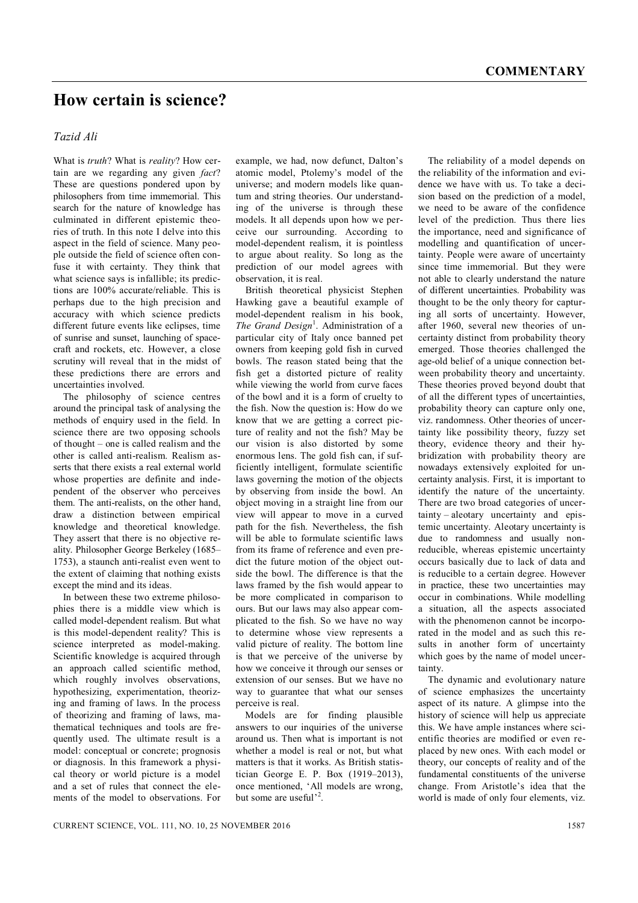**COMMENTARY**

# How certain is science?

*Tazid Ali*

What is *truth*? What is *reality*? How certain are we regarding any given *fact*? These are questions pondered upon by philosophers from time immemorial. This search for the nature of knowledge has culminated in different epistemic theories of truth. In this note I delve into this aspect in the field of science. Many people outside the field of science often confuse it with certainty. They think that what science says is infallible; its predictions are 100% accurate/reliable. This is perhaps due to the high precision and accuracy with which science predicts different future events like eclipses, time of sunrise and sunset, launching of spacecraft and rockets, etc. However, a close scrutiny will reveal that in the midst of these predictions there are errors and uncertainties involved.

The philosophy of science centres around the principal task of analysing the methods of enquiry used in the field. In science there are two opposing schools of thought – one is called realism and the other is called anti-realism. Realism asserts that there exists a real external world whose properties are definite and independent of the observer who perceives them. The anti-realists, on the other hand, draw a distinction between empirical knowledge and theoretical knowledge. They assert that there is no objective reality. Philosopher George Berkeley (1685–1753), a staunch anti-realist even went to the extent of claiming that nothing exists except the mind and its ideas.

In between these two extreme philosophies there is a middle view which is called model-dependent realism. But what is this model-dependent reality? This is science interpreted as model-making. Scientific knowledge is acquired through an approach called scientific method, which roughly involves observations, hypothesizing, experimentation, theorizing and framing of laws. In the process of theorizing and framing of laws, mathematical techniques and tools are frequently used. The ultimate result is a model: conceptual or concrete; prognosis or diagnosis. In this framework a physical theory or world picture is a model and a set of rules that connect the elements of the model to observations. For example, we had, now defunct, Dalton's atomic model, Ptolemy's model of the universe; and modern models like quantum and string theories. Our understanding of the universe is through these models. It all depends upon how we perceive our surrounding. According to model-dependent realism, it is pointless to argue about reality. So long as the prediction of our model agrees with observation, it is real.

British theoretical physicist Stephen Hawking gave a beautiful example of model-dependent realism in his book, *The Grand Design*[1]. Administration of a particular city of Italy once banned pet owners from keeping gold fish in curved bowls. The reason stated being that the fish get a distorted picture of reality while viewing the world from curve faces of the bowl and it is a form of cruelty to the fish. Now the question is: How do we know that we are getting a correct picture of reality and not the fish? May be our vision is also distorted by some enormous lens. The gold fish can, if sufficiently intelligent, formulate scientific laws governing the motion of the objects by observing from inside the bowl. An object moving in a straight line from our view will appear to move in a curved path for the fish. Nevertheless, the fish will be able to formulate scientific laws from its frame of reference and even predict the future motion of the object outside the bowl. The difference is that the laws framed by the fish would appear to be more complicated in comparison to ours. But our laws may also appear complicated to the fish. So we have no way to determine whose view represents a valid picture of reality. The bottom line is that we perceive of the universe by how we conceive it through our senses or extension of our senses. But we have no way to guarantee that what our senses perceive is real.

Models are for finding plausible answers to our inquiries of the universe around us. Then what is important is not whether a model is real or not, but what matters is that it works. As British statistician George E. P. Box (1919–2013), once mentioned, 'All models are wrong, but some are useful'[2].

The reliability of a model depends on the reliability of the information and evidence we have with us. To take a decision based on the prediction of a model, we need to be aware of the confidence level of the prediction. Thus there lies the importance, need and significance of modelling and quantification of uncertainty. People were aware of uncertainty since time immemorial. But they were not able to clearly understand the nature of different uncertainties. Probability was thought to be the only theory for capturing all sorts of uncertainty. However, after 1960, several new theories of uncertainty distinct from probability theory emerged. Those theories challenged the age-old belief of a unique connection between probability theory and uncertainty. These theories proved beyond doubt that of all the different types of uncertainties, probability theory can capture only one, viz. randomness. Other theories of uncertainty like possibility theory, fuzzy set theory, evidence theory and their hybridization with probability theory are nowadays extensively exploited for uncertainty analysis. First, it is important to identify the nature of the uncertainty. There are two broad categories of uncertainty – aleotary uncertainty and epistemic uncertainty. Aleotary uncertainty is due to randomness and usually non-reducible, whereas epistemic uncertainty occurs basically due to lack of data and is reducible to a certain degree. However in practice, these two uncertainties may occur in combinations. While modelling a situation, all the aspects associated with the phenomenon cannot be incorporated in the model and as such this results in another form of uncertainty which goes by the name of model uncertainty.

The dynamic and evolutionary nature of science emphasizes the uncertainty aspect of its nature. A glimpse into the history of science will help us appreciate this. We have ample instances where scientific theories are modified or even replaced by new ones. With each model or theory, our concepts of reality and of the fundamental constituents of the universe change. From Aristotle's idea that the world is made of only four elements, viz.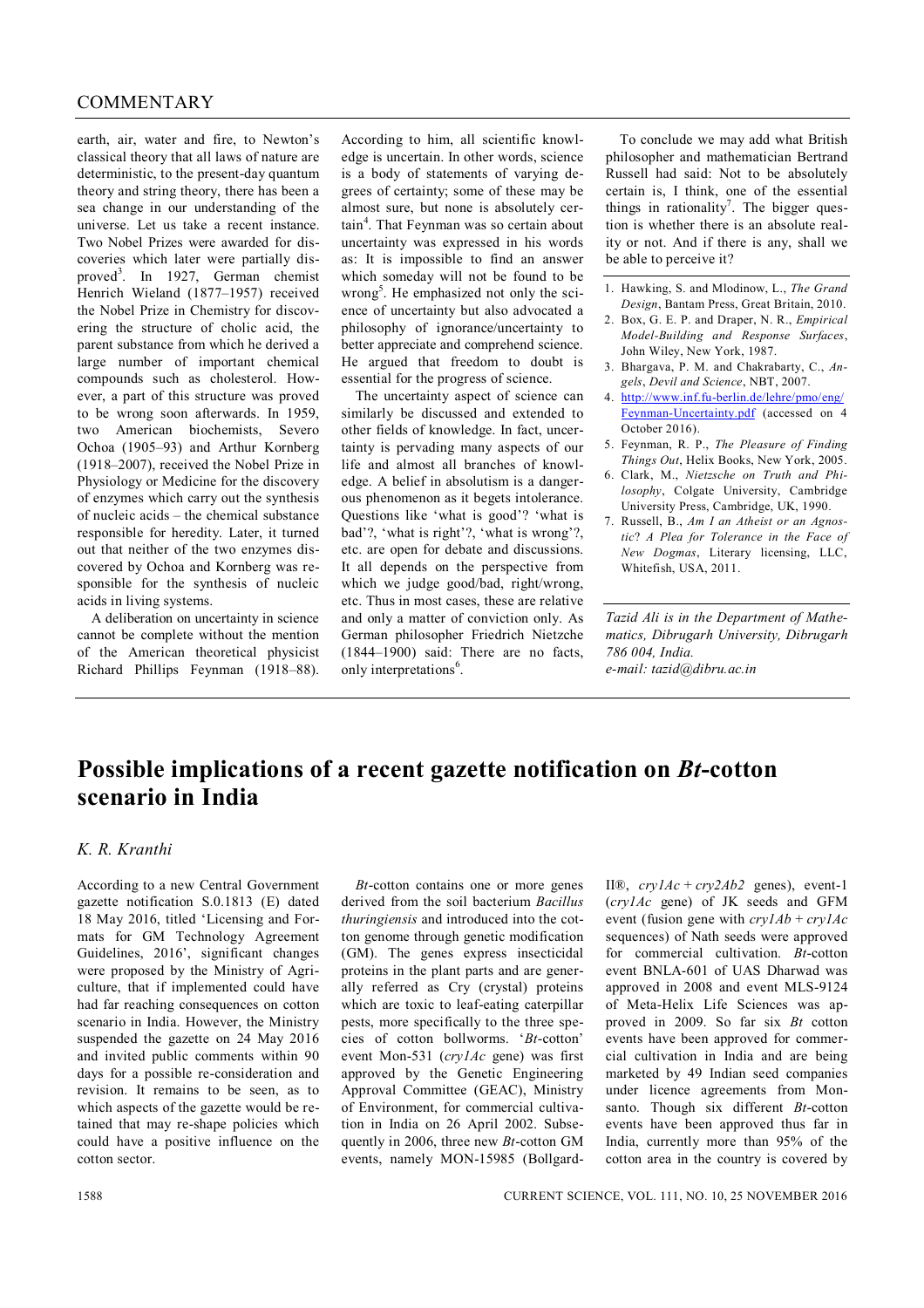earth, air, water and fire, to Newton's classical theory that all laws of nature are deterministic, to the present-day quantum theory and string theory, there has been a sea change in our understanding of the universe. Let us take a recent instance. Two Nobel Prizes were awarded for discoveries which later were partially disproved[3]. In 1927, German chemist Henrich Wieland (1877–1957) received the Nobel Prize in Chemistry for discovering the structure of cholic acid, the parent substance from which he derived a large number of important chemical compounds such as cholesterol. However, a part of this structure was proved to be wrong soon afterwards. In 1959, two American biochemists, Severo Ochoa (1905–93) and Arthur Kornberg (1918–2007), received the Nobel Prize in Physiology or Medicine for the discovery of enzymes which carry out the synthesis of nucleic acids – the chemical substance responsible for heredity. Later, it turned out that neither of the two enzymes discovered by Ochoa and Kornberg was responsible for the synthesis of nucleic acids in living systems.

A deliberation on uncertainty in science cannot be complete without the mention of the American theoretical physicist Richard Phillips Feynman (1918–88). According to him, all scientific knowledge is uncertain. In other words, science is a body of statements of varying degrees of certainty; some of these may be almost sure, but none is absolutely certain[4]. That Feynman was so certain about uncertainty was expressed in his words as: It is impossible to find an answer which someday will not be found to be wrong[5]. He emphasized not only the science of uncertainty but also advocated a philosophy of ignorance/uncertainty to better appreciate and comprehend science. He argued that freedom to doubt is essential for the progress of science.

The uncertainty aspect of science can similarly be discussed and extended to other fields of knowledge. In fact, uncertainty is pervading many aspects of our life and almost all branches of knowledge. A belief in absolutism is a dangerous phenomenon as it begets intolerance. Questions like 'what is good'? 'what is bad'?, 'what is right'?, 'what is wrong'?, etc. are open for debate and discussions. It all depends on the perspective from which we judge good/bad, right/wrong, etc. Thus in most cases, these are relative and only a matter of conviction only. As German philosopher Friedrich Nietzche (1844–1900) said: There are no facts, only interpretations[6].

To conclude we may add what British philosopher and mathematician Bertrand Russell had said: Not to be absolutely certain is, I think, one of the essential things in rationality[7]. The bigger question is whether there is an absolute reality or not. And if there is any, shall we be able to perceive it?

1. Hawking, S. and Mlodinow, L., *The Grand Design*, Bantam Press, Great Britain, 2010.
2. Box, G. E. P. and Draper, N. R., *Empirical Model-Building and Response Surfaces*, John Wiley, New York, 1987.
3. Bhargava, P. M. and Chakrabarty, C., *Angels, Devil and Science*, NBT, 2007.
4. http://www.inf.fu-berlin.de/lehre/pmo/eng/Feynman-Uncertainty.pdf (accessed on 4 October 2016).
5. Feynman, R. P., *The Pleasure of Finding Things Out*, Helix Books, New York, 2005.
6. Clark, M., *Nietzsche on Truth and Philosophy*, Colgate University, Cambridge University Press, Cambridge, UK, 1990.
7. Russell, B., *Am I an Atheist or an Agnostic? A Plea for Tolerance in the Face of New Dogmas*, Literary licensing, LLC, Whitefish, USA, 2011.

*Tazid Ali is in the Department of Mathematics, Dibrugarh University, Dibrugarh 786 004, India.*
*e-mail: tazid@dibru.ac.in*

# Possible implications of a recent gazette notification on *Bt*-cotton scenario in India

*K. R. Kranthi*

According to a new Central Government gazette notification S.0.1813 (E) dated 18 May 2016, titled 'Licensing and Formats for GM Technology Agreement Guidelines, 2016', significant changes were proposed by the Ministry of Agriculture, that if implemented could have had far reaching consequences on cotton scenario in India. However, the Ministry suspended the gazette on 24 May 2016 and invited public comments within 90 days for a possible re-consideration and revision. It remains to be seen, as to which aspects of the gazette would be retained that may re-shape policies which could have a positive influence on the cotton sector.

*Bt*-cotton contains one or more genes derived from the soil bacterium *Bacillus thuringiensis* and introduced into the cotton genome through genetic modification (GM). The genes express insecticidal proteins in the plant parts and are generally referred as Cry (crystal) proteins which are toxic to leaf-eating caterpillar pests, more specifically to the three species of cotton bollworms. '*Bt*-cotton' event Mon-531 (*cry1Ac* gene) was first approved by the Genetic Engineering Approval Committee (GEAC), Ministry of Environment, for commercial cultivation in India on 26 April 2002. Subsequently in 2006, three new *Bt*-cotton GM events, namely MON-15985 (Bollgard-II®, *cry1Ac* + *cry2Ab2* genes), event-1 (*cry1Ac* gene) of JK seeds and GFM event (fusion gene with *cry1Ab* + *cry1Ac* sequences) of Nath seeds were approved for commercial cultivation. *Bt*-cotton event BNLA-601 of UAS Dharwad was approved in 2008 and event MLS-9124 of Meta-Helix Life Sciences was approved in 2009. So far six *Bt* cotton events have been approved for commercial cultivation in India and are being marketed by 49 Indian seed companies under licence agreements from Monsanto. Though six different *Bt*-cotton events have been approved thus far in India, currently more than 95% of the cotton area in the country is covered by